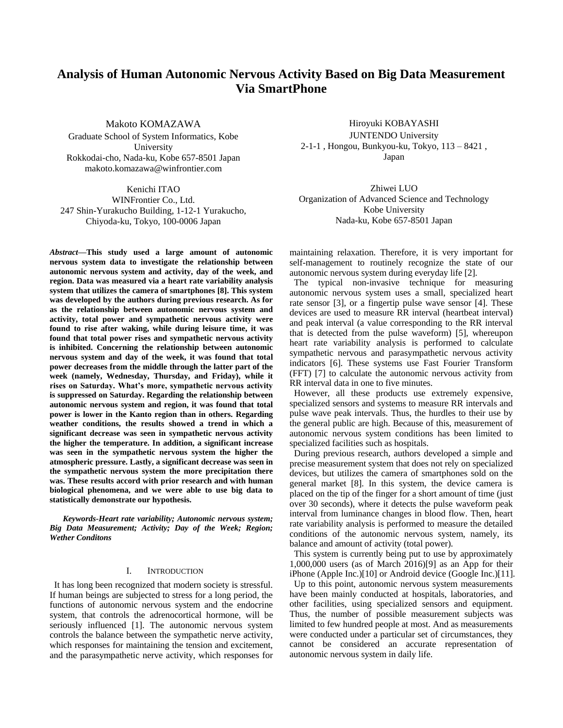# Analysis of Human Autonomic Nervous Activity Based on Big Data Measurement Via SmartPhone

Makoto KOMAZAWA
Graduate School of System Informatics, Kobe University
Rokkodai-cho, Nada-ku, Kobe 657-8501 Japan
makoto.komazawa@winfrontier.com

Hiroyuki KOBAYASHI
JUNTENDO University
2-1-1 , Hongou, Bunkyou-ku, Tokyo, 113 – 8421 , Japan

Kenichi ITAO
WINFrontier Co., Ltd.
247 Shin-Yurakucho Building, 1-12-1 Yurakucho, Chiyoda-ku, Tokyo, 100-0006 Japan

Zhiwei LUO
Organization of Advanced Science and Technology
Kobe University
Nada-ku, Kobe 657-8501 Japan

***Abstract*—This study used a large amount of autonomic nervous system data to investigate the relationship between autonomic nervous system and activity, day of the week, and region. Data was measured via a heart rate variability analysis system that utilizes the camera of smartphones [8]. This system was developed by the authors during previous research. As for as the relationship between autonomic nervous system and activity, total power and sympathetic nervous activity were found to rise after waking, while during leisure time, it was found that total power rises and sympathetic nervous activity is inhibited. Concerning the relationship between autonomic nervous system and day of the week, it was found that total power decreases from the middle through the latter part of the week (namely, Wednesday, Thursday, and Friday), while it rises on Saturday. What's more, sympathetic nervous activity is suppressed on Saturday. Regarding the relationship between autonomic nervous system and region, it was found that total power is lower in the Kanto region than in others. Regarding weather conditions, the results showed a trend in which a significant decrease was seen in sympathetic nervous activity the higher the temperature. In addition, a significant increase was seen in the sympathetic nervous system the higher the atmospheric pressure. Lastly, a significant decrease was seen in the sympathetic nervous system the more precipitation there was. These results accord with prior research and with human biological phenomena, and we were able to use big data to statistically demonstrate our hypothesis.**

***Keywords-Heart rate variability; Autonomic nervous system; Big Data Measurement; Activity; Day of the Week; Region; Wether Conditons***

## I. Introduction

It has long been recognized that modern society is stressful. If human beings are subjected to stress for a long period, the functions of autonomic nervous system and the endocrine system, that controls the adrenocortical hormone, will be seriously influenced [1]. The autonomic nervous system controls the balance between the sympathetic nerve activity, which responses for maintaining the tension and excitement, and the parasympathetic nerve activity, which responses for maintaining relaxation. Therefore, it is very important for self-management to routinely recognize the state of our autonomic nervous system during everyday life [2].

The typical non-invasive technique for measuring autonomic nervous system uses a small, specialized heart rate sensor [3], or a fingertip pulse wave sensor [4]. These devices are used to measure RR interval (heartbeat interval) and peak interval (a value corresponding to the RR interval that is detected from the pulse waveform) [5], whereupon heart rate variability analysis is performed to calculate sympathetic nervous and parasympathetic nervous activity indicators [6]. These systems use Fast Fourier Transform (FFT) [7] to calculate the autonomic nervous activity from RR interval data in one to five minutes.

However, all these products use extremely expensive, specialized sensors and systems to measure RR intervals and pulse wave peak intervals. Thus, the hurdles to their use by the general public are high. Because of this, measurement of autonomic nervous system conditions has been limited to specialized facilities such as hospitals.

During previous research, authors developed a simple and precise measurement system that does not rely on specialized devices, but utilizes the camera of smartphones sold on the general market [8]. In this system, the device camera is placed on the tip of the finger for a short amount of time (just over 30 seconds), where it detects the pulse waveform peak interval from luminance changes in blood flow. Then, heart rate variability analysis is performed to measure the detailed conditions of the autonomic nervous system, namely, its balance and amount of activity (total power).

This system is currently being put to use by approximately 1,000,000 users (as of March 2016)[9] as an App for their iPhone (Apple Inc.)[10] or Android device (Google Inc.)[11].

Up to this point, autonomic nervous system measurements have been mainly conducted at hospitals, laboratories, and other facilities, using specialized sensors and equipment. Thus, the number of possible measurement subjects was limited to few hundred people at most. And as measurements were conducted under a particular set of circumstances, they cannot be considered an accurate representation of autonomic nervous system in daily life.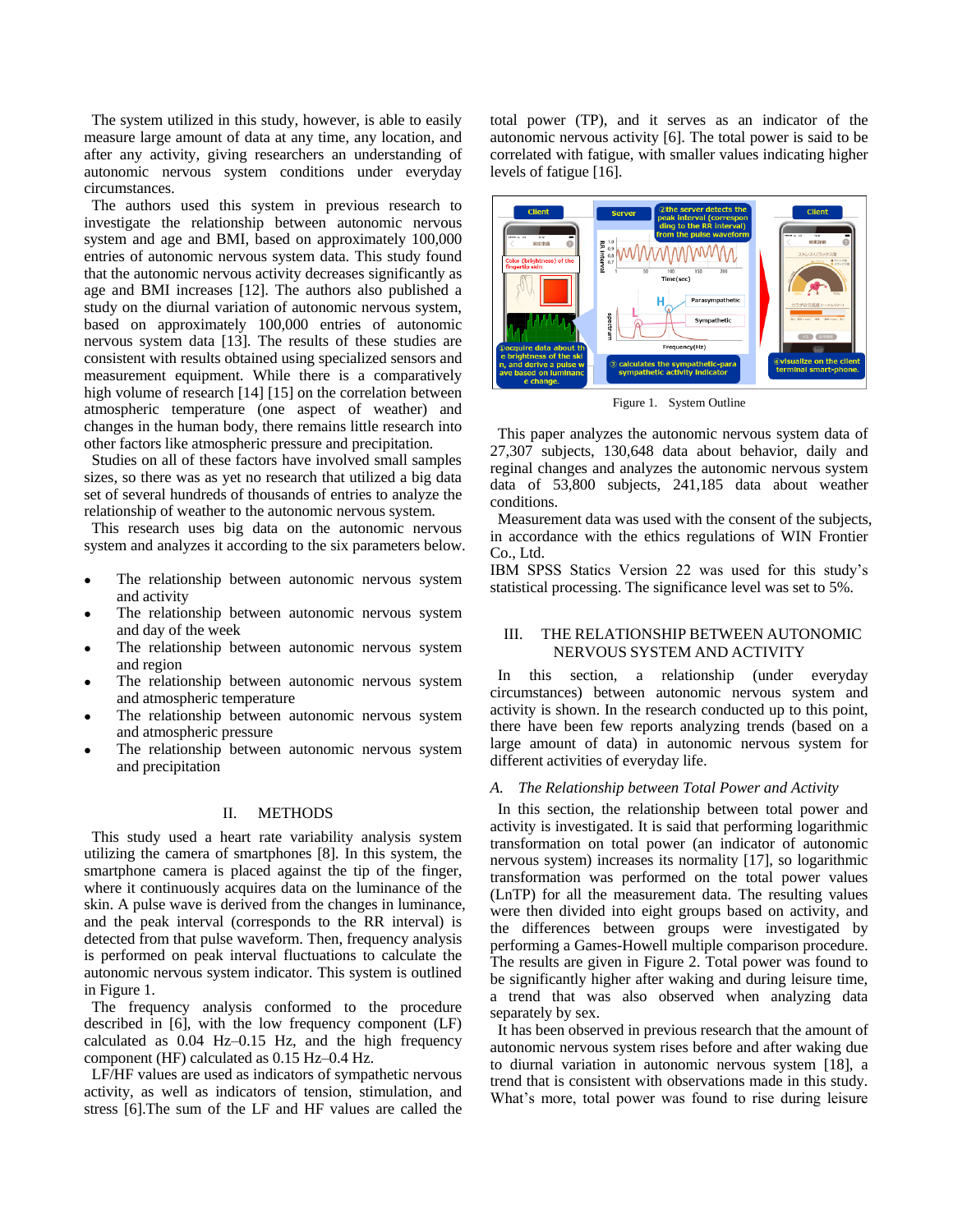The system utilized in this study, however, is able to easily measure large amount of data at any time, any location, and after any activity, giving researchers an understanding of autonomic nervous system conditions under everyday circumstances.

The authors used this system in previous research to investigate the relationship between autonomic nervous system and age and BMI, based on approximately 100,000 entries of autonomic nervous system data. This study found that the autonomic nervous activity decreases significantly as age and BMI increases [12]. The authors also published a study on the diurnal variation of autonomic nervous system, based on approximately 100,000 entries of autonomic nervous system data [13]. The results of these studies are consistent with results obtained using specialized sensors and measurement equipment. While there is a comparatively high volume of research [14] [15] on the correlation between atmospheric temperature (one aspect of weather) and changes in the human body, there remains little research into other factors like atmospheric pressure and precipitation.

Studies on all of these factors have involved small samples sizes, so there was as yet no research that utilized a big data set of several hundreds of thousands of entries to analyze the relationship of weather to the autonomic nervous system.

This research uses big data on the autonomic nervous system and analyzes it according to the six parameters below.

- The relationship between autonomic nervous system and activity
- The relationship between autonomic nervous system and day of the week
- The relationship between autonomic nervous system and region
- The relationship between autonomic nervous system and atmospheric temperature
- The relationship between autonomic nervous system and atmospheric pressure
- The relationship between autonomic nervous system and precipitation

## II. METHODS

This study used a heart rate variability analysis system utilizing the camera of smartphones [8]. In this system, the smartphone camera is placed against the tip of the finger, where it continuously acquires data on the luminance of the skin. A pulse wave is derived from the changes in luminance, and the peak interval (corresponds to the RR interval) is detected from that pulse waveform. Then, frequency analysis is performed on peak interval fluctuations to calculate the autonomic nervous system indicator. This system is outlined in Figure 1.

The frequency analysis conformed to the procedure described in [6], with the low frequency component (LF) calculated as 0.04 Hz–0.15 Hz, and the high frequency component (HF) calculated as 0.15 Hz–0.4 Hz.

LF/HF values are used as indicators of sympathetic nervous activity, as well as indicators of tension, stimulation, and stress [6].The sum of the LF and HF values are called the total power (TP), and it serves as an indicator of the autonomic nervous activity [6]. The total power is said to be correlated with fatigue, with smaller values indicating higher levels of fatigue [16].

Figure 1. System Outline

This paper analyzes the autonomic nervous system data of 27,307 subjects, 130,648 data about behavior, daily and regional changes and analyzes the autonomic nervous system data of 53,800 subjects, 241,185 data about weather conditions.

Measurement data was used with the consent of the subjects, in accordance with the ethics regulations of WIN Frontier Co., Ltd.

IBM SPSS Statics Version 22 was used for this study's statistical processing. The significance level was set to 5%.

## III. THE RELATIONSHIP BETWEEN AUTONOMIC NERVOUS SYSTEM AND ACTIVITY

In this section, a relationship (under everyday circumstances) between autonomic nervous system and activity is shown. In the research conducted up to this point, there have been few reports analyzing trends (based on a large amount of data) in autonomic nervous system for different activities of everyday life.

### *A. The Relationship between Total Power and Activity*

In this section, the relationship between total power and activity is investigated. It is said that performing logarithmic transformation on total power (an indicator of autonomic nervous system) increases its normality [17], so logarithmic transformation was performed on the total power values (LnTP) for all the measurement data. The resulting values were then divided into eight groups based on activity, and the differences between groups were investigated by performing a Games-Howell multiple comparison procedure. The results are given in Figure 2. Total power was found to be significantly higher after waking and during leisure time, a trend that was also observed when analyzing data separately by sex.

It has been observed in previous research that the amount of autonomic nervous system rises before and after waking due to diurnal variation in autonomic nervous system [18], a trend that is consistent with observations made in this study. What's more, total power was found to rise during leisure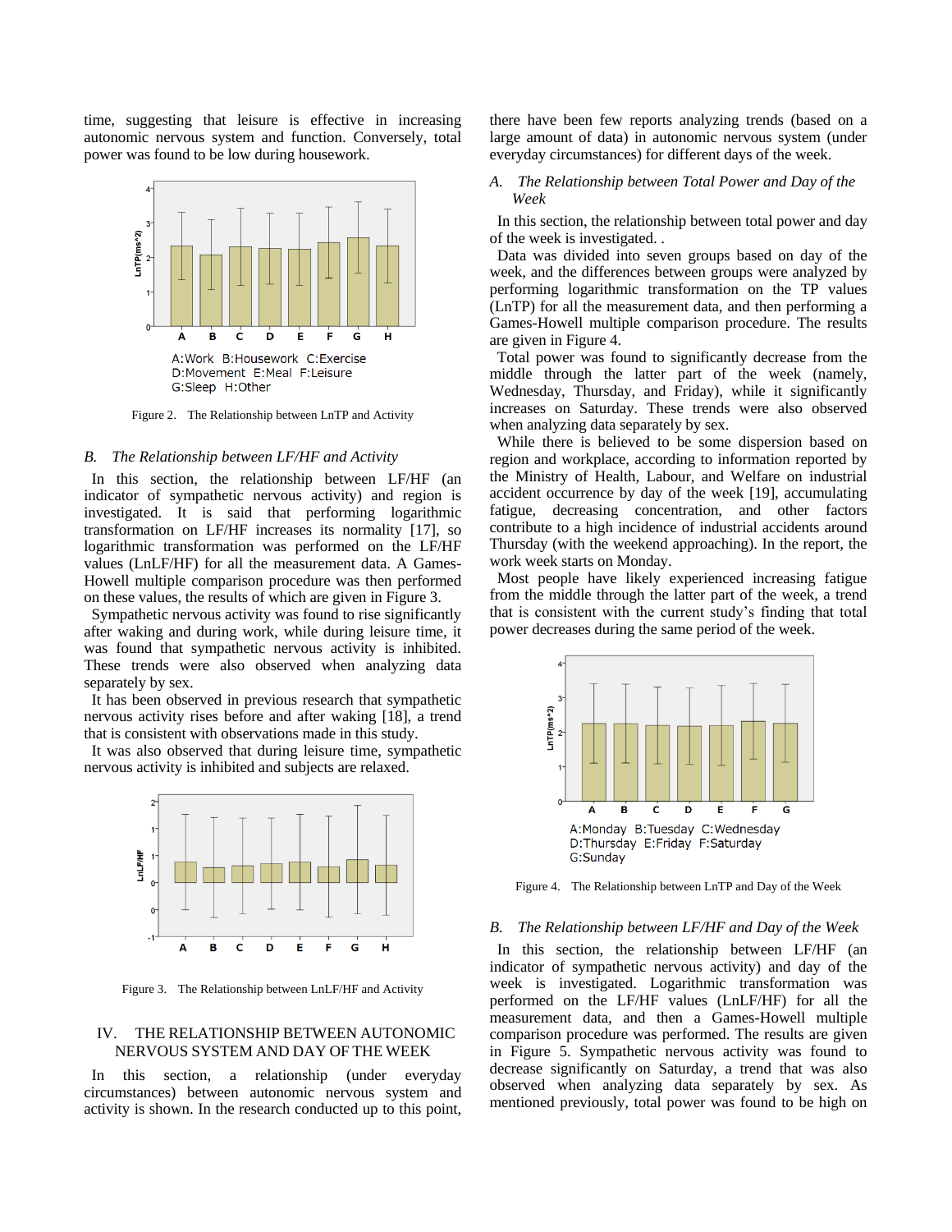time, suggesting that leisure is effective in increasing autonomic nervous system and function. Conversely, total power was found to be low during housework.

LnTP(ms^2)
0 1 2 3 4
A B C D E F G H
A:Work B:Housework C:Exercise
D:Movement E:Meal F:Leisure
G:Sleep H:Other

Figure 2. The Relationship between LnTP and Activity

### *B. The Relationship between LF/HF and Activity*

In this section, the relationship between LF/HF (an indicator of sympathetic nervous activity) and region is investigated. It is said that performing logarithmic transformation on LF/HF increases its normality [17], so logarithmic transformation was performed on the LF/HF values (LnLF/HF) for all the measurement data. A Games-Howell multiple comparison procedure was then performed on these values, the results of which are given in Figure 3.

Sympathetic nervous activity was found to rise significantly after waking and during work, while during leisure time, it was found that sympathetic nervous activity is inhibited. These trends were also observed when analyzing data separately by sex.

It has been observed in previous research that sympathetic nervous activity rises before and after waking [18], a trend that is consistent with observations made in this study.

It was also observed that during leisure time, sympathetic nervous activity is inhibited and subjects are relaxed.

LnLF/HF
-1 0 0 1 1 2
A B C D E F G H

Figure 3. The Relationship between LnLF/HF and Activity

## IV. THE RELATIONSHIP BETWEEN AUTONOMIC NERVOUS SYSTEM AND DAY OF THE WEEK

In this section, a relationship (under everyday circumstances) between autonomic nervous system and activity is shown. In the research conducted up to this point, there have been few reports analyzing trends (based on a large amount of data) in autonomic nervous system (under everyday circumstances) for different days of the week.

### *A. The Relationship between Total Power and Day of the Week*

In this section, the relationship between total power and day of the week is investigated. .

Data was divided into seven groups based on day of the week, and the differences between groups were analyzed by performing logarithmic transformation on the TP values (LnTP) for all the measurement data, and then performing a Games-Howell multiple comparison procedure. The results are given in Figure 4.

Total power was found to significantly decrease from the middle through the latter part of the week (namely, Wednesday, Thursday, and Friday), while it significantly increases on Saturday. These trends were also observed when analyzing data separately by sex.

While there is believed to be some dispersion based on region and workplace, according to information reported by the Ministry of Health, Labour, and Welfare on industrial accident occurrence by day of the week [19], accumulating fatigue, decreasing concentration, and other factors contribute to a high incidence of industrial accidents around Thursday (with the weekend approaching). In the report, the work week starts on Monday.

Most people have likely experienced increasing fatigue from the middle through the latter part of the week, a trend that is consistent with the current study's finding that total power decreases during the same period of the week.

LnTP(ms^2)
0 1 2 3 4
A B C D E F G
A:Monday B:Tuesday C:Wednesday
D:Thursday E:Friday F:Saturday
G:Sunday

Figure 4. The Relationship between LnTP and Day of the Week

### *B. The Relationship between LF/HF and Day of the Week*

In this section, the relationship between LF/HF (an indicator of sympathetic nervous activity) and day of the week is investigated. Logarithmic transformation was performed on the LF/HF values (LnLF/HF) for all the measurement data, and then a Games-Howell multiple comparison procedure was performed. The results are given in Figure 5. Sympathetic nervous activity was found to decrease significantly on Saturday, a trend that was also observed when analyzing data separately by sex. As mentioned previously, total power was found to be high on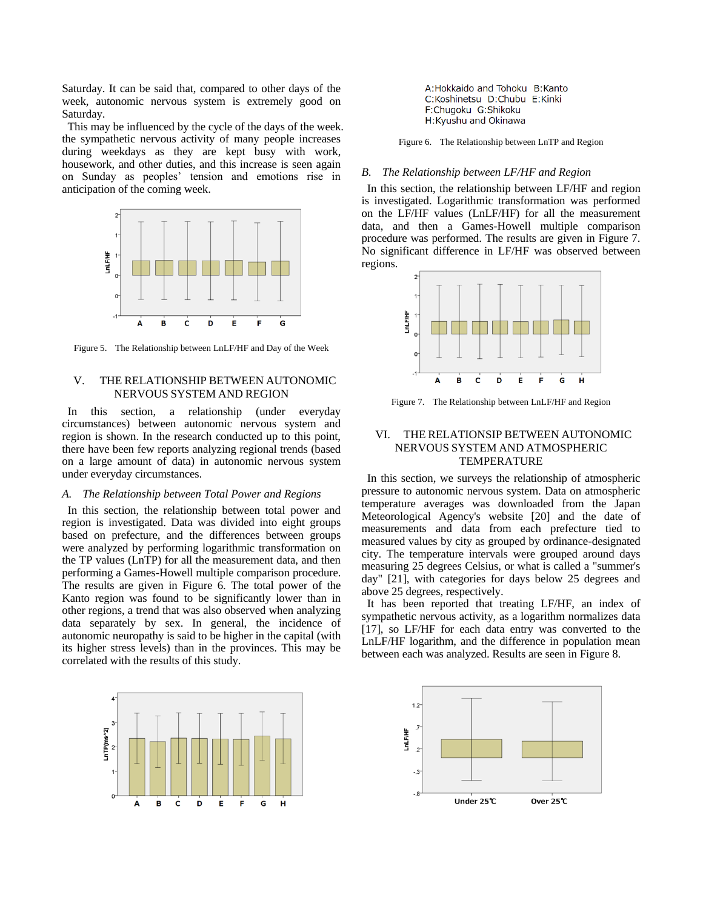Saturday. It can be said that, compared to other days of the week, autonomic nervous system is extremely good on Saturday.

This may be influenced by the cycle of the days of the week. the sympathetic nervous activity of many people increases during weekdays as they are kept busy with work, housework, and other duties, and this increase is seen again on Sunday as peoples' tension and emotions rise in anticipation of the coming week.

Figure 5. The Relationship between LnLF/HF and Day of the Week

## V. THE RELATIONSHIP BETWEEN AUTONOMIC NERVOUS SYSTEM AND REGION

In this section, a relationship (under everyday circumstances) between autonomic nervous system and region is shown. In the research conducted up to this point, there have been few reports analyzing regional trends (based on a large amount of data) in autonomic nervous system under everyday circumstances.

### *A. The Relationship between Total Power and Regions*

In this section, the relationship between total power and region is investigated. Data was divided into eight groups based on prefecture, and the differences between groups were analyzed by performing logarithmic transformation on the TP values (LnTP) for all the measurement data, and then performing a Games-Howell multiple comparison procedure. The results are given in Figure 6. The total power of the Kanto region was found to be significantly lower than in other regions, a trend that was also observed when analyzing data separately by sex. In general, the incidence of autonomic neuropathy is said to be higher in the capital (with its higher stress levels) than in the provinces. This may be correlated with the results of this study.

A:Hokkaido and Tohoku B:Kanto
C:Koshinetsu D:Chubu E:Kinki
F:Chugoku G:Shikoku
H:Kyushu and Okinawa

Figure 6. The Relationship between LnTP and Region

### *B. The Relationship between LF/HF and Region*

In this section, the relationship between LF/HF and region is investigated. Logarithmic transformation was performed on the LF/HF values (LnLF/HF) for all the measurement data, and then a Games-Howell multiple comparison procedure was performed. The results are given in Figure 7. No significant difference in LF/HF was observed between regions.

Figure 7. The Relationship between LnLF/HF and Region

## VI. THE RELATIONSIP BETWEEN AUTONOMIC NERVOUS SYSTEM AND ATMOSPHERIC TEMPERATURE

In this section, we surveys the relationship of atmospheric pressure to autonomic nervous system. Data on atmospheric temperature averages was downloaded from the Japan Meteorological Agency's website [20] and the date of measurements and data from each prefecture tied to measured values by city as grouped by ordinance-designated city. The temperature intervals were grouped around days measuring 25 degrees Celsius, or what is called a "summer's day" [21], with categories for days below 25 degrees and above 25 degrees, respectively.

It has been reported that treating LF/HF, an index of sympathetic nervous activity, as a logarithm normalizes data [17], so LF/HF for each data entry was converted to the LnLF/HF logarithm, and the difference in population mean between each was analyzed. Results are seen in Figure 8.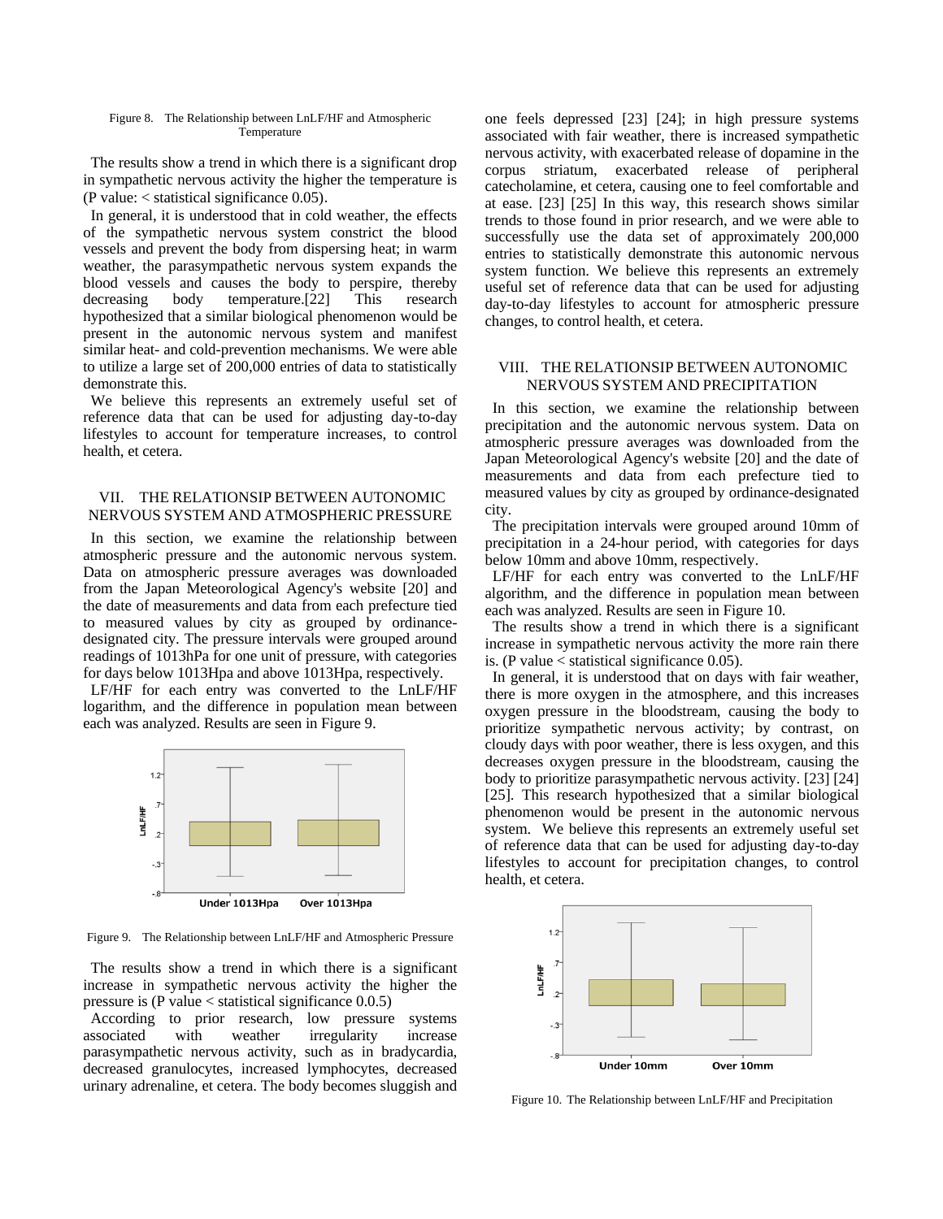Figure 8. The Relationship between LnLF/HF and Atmospheric Temperature

The results show a trend in which there is a significant drop in sympathetic nervous activity the higher the temperature is (P value: < statistical significance 0.05).

In general, it is understood that in cold weather, the effects of the sympathetic nervous system constrict the blood vessels and prevent the body from dispersing heat; in warm weather, the parasympathetic nervous system expands the blood vessels and causes the body to perspire, thereby decreasing body temperature.[22] This research hypothesized that a similar biological phenomenon would be present in the autonomic nervous system and manifest similar heat- and cold-prevention mechanisms. We were able to utilize a large set of 200,000 entries of data to statistically demonstrate this.

We believe this represents an extremely useful set of reference data that can be used for adjusting day-to-day lifestyles to account for temperature increases, to control health, et cetera.

## VII. THE RELATIONSIP BETWEEN AUTONOMIC NERVOUS SYSTEM AND ATMOSPHERIC PRESSURE

In this section, we examine the relationship between atmospheric pressure and the autonomic nervous system. Data on atmospheric pressure averages was downloaded from the Japan Meteorological Agency's website [20] and the date of measurements and data from each prefecture tied to measured values by city as grouped by ordinance-designated city. The pressure intervals were grouped around readings of 1013hPa for one unit of pressure, with categories for days below 1013Hpa and above 1013Hpa, respectively.

LF/HF for each entry was converted to the LnLF/HF logarithm, and the difference in population mean between each was analyzed. Results are seen in Figure 9.

Figure 9. The Relationship between LnLF/HF and Atmospheric Pressure

The results show a trend in which there is a significant increase in sympathetic nervous activity the higher the pressure is (P value < statistical significance 0.0.5)

According to prior research, low pressure systems associated with weather irregularity increase parasympathetic nervous activity, such as in bradycardia, decreased granulocytes, increased lymphocytes, decreased urinary adrenaline, et cetera. The body becomes sluggish and one feels depressed [23] [24]; in high pressure systems associated with fair weather, there is increased sympathetic nervous activity, with exacerbated release of dopamine in the corpus striatum, exacerbated release of peripheral catecholamine, et cetera, causing one to feel comfortable and at ease. [23] [25] In this way, this research shows similar trends to those found in prior research, and we were able to successfully use the data set of approximately 200,000 entries to statistically demonstrate this autonomic nervous system function. We believe this represents an extremely useful set of reference data that can be used for adjusting day-to-day lifestyles to account for atmospheric pressure changes, to control health, et cetera.

## VIII. THE RELATIONSIP BETWEEN AUTONOMIC NERVOUS SYSTEM AND PRECIPITATION

In this section, we examine the relationship between precipitation and the autonomic nervous system. Data on atmospheric pressure averages was downloaded from the Japan Meteorological Agency's website [20] and the date of measurements and data from each prefecture tied to measured values by city as grouped by ordinance-designated city.

The precipitation intervals were grouped around 10mm of precipitation in a 24-hour period, with categories for days below 10mm and above 10mm, respectively.

LF/HF for each entry was converted to the LnLF/HF algorithm, and the difference in population mean between each was analyzed. Results are seen in Figure 10.

The results show a trend in which there is a significant increase in sympathetic nervous activity the more rain there is. (P value < statistical significance 0.05).

In general, it is understood that on days with fair weather, there is more oxygen in the atmosphere, and this increases oxygen pressure in the bloodstream, causing the body to prioritize sympathetic nervous activity; by contrast, on cloudy days with poor weather, there is less oxygen, and this decreases oxygen pressure in the bloodstream, causing the body to prioritize parasympathetic nervous activity. [23] [24] [25]. This research hypothesized that a similar biological phenomenon would be present in the autonomic nervous system. We believe this represents an extremely useful set of reference data that can be used for adjusting day-to-day lifestyles to account for precipitation changes, to control health, et cetera.

Figure 10. The Relationship between LnLF/HF and Precipitation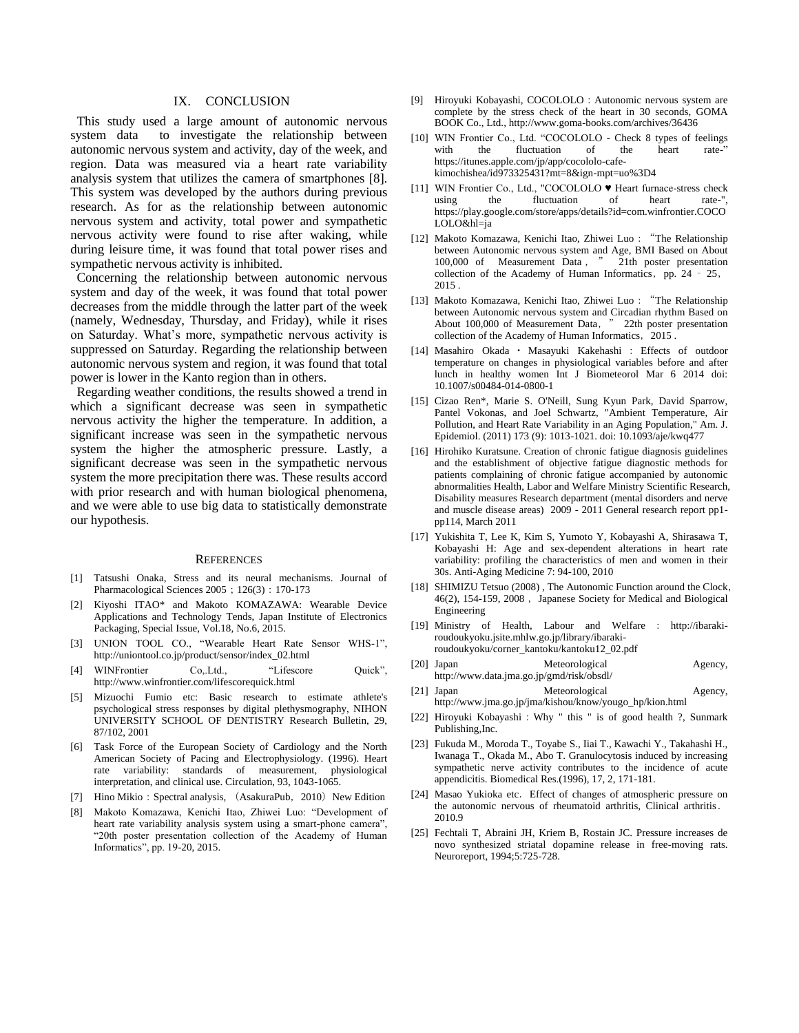## IX. CONCLUSION

This study used a large amount of autonomic nervous system data to investigate the relationship between autonomic nervous system and activity, day of the week, and region. Data was measured via a heart rate variability analysis system that utilizes the camera of smartphones [8]. This system was developed by the authors during previous research. As for as the relationship between autonomic nervous system and activity, total power and sympathetic nervous activity were found to rise after waking, while during leisure time, it was found that total power rises and sympathetic nervous activity is inhibited.

Concerning the relationship between autonomic nervous system and day of the week, it was found that total power decreases from the middle through the latter part of the week (namely, Wednesday, Thursday, and Friday), while it rises on Saturday. What's more, sympathetic nervous activity is suppressed on Saturday. Regarding the relationship between autonomic nervous system and region, it was found that total power is lower in the Kanto region than in others.

Regarding weather conditions, the results showed a trend in which a significant decrease was seen in sympathetic nervous activity the higher the temperature. In addition, a significant increase was seen in the sympathetic nervous system the higher the atmospheric pressure. Lastly, a significant decrease was seen in the sympathetic nervous system the more precipitation there was. These results accord with prior research and with human biological phenomena, and we were able to use big data to statistically demonstrate our hypothesis.

## REFERENCES

[1] Tatsushi Onaka, Stress and its neural mechanisms. Journal of Pharmacological Sciences 2005；126(3)：170-173

[2] Kiyoshi ITAO* and Makoto KOMAZAWA: Wearable Device Applications and Technology Tends, Japan Institute of Electronics Packaging, Special Issue, Vol.18, No.6, 2015.

[3] UNION TOOL CO., "Wearable Heart Rate Sensor WHS-1", http://uniontool.co.jp/product/sensor/index_02.html

[4] WINFrontier Co,.Ltd., "Lifescore Quick", http://www.winfrontier.com/lifescorequick.html

[5] Mizuochi Fumio etc: Basic research to estimate athlete's psychological stress responses by digital plethysmography, NIHON UNIVERSITY SCHOOL OF DENTISTRY Research Bulletin, 29, 87/102, 2001

[6] Task Force of the European Society of Cardiology and the North American Society of Pacing and Electrophysiology. (1996). Heart rate variability: standards of measurement, physiological interpretation, and clinical use. Circulation, 93, 1043-1065.

[7] Hino Mikio：Spectral analysis, （AsakuraPub，2010）New Edition

[8] Makoto Komazawa, Kenichi Itao, Zhiwei Luo: "Development of heart rate variability analysis system using a smart-phone camera", "20th poster presentation collection of the Academy of Human Informatics", pp. 19-20, 2015.

[9] Hiroyuki Kobayashi, COCOLOLO：Autonomic nervous system are complete by the stress check of the heart in 30 seconds, GOMA BOOK Co., Ltd., http://www.goma-books.com/archives/36436

[10] WIN Frontier Co., Ltd. "COCOLOLO - Check 8 types of feelings with the fluctuation of the heart rate-" https://itunes.apple.com/jp/app/cocololo-cafe-kimochishea/id973325431?mt=8&ign-mpt=uo%3D4

[11] WIN Frontier Co., Ltd., "COCOLOLO ♥ Heart furnace-stress check using the fluctuation of heart rate-", https://play.google.com/store/apps/details?id=com.winfrontier.COCOLOLO&hl=ja

[12] Makoto Komazawa, Kenichi Itao, Zhiwei Luo："The Relationship between Autonomic nervous system and Age, BMI Based on About 100,000 of Measurement Data，" 21th poster presentation collection of the Academy of Human Informatics，pp. 24﹣25，2015 .

[13] Makoto Komazawa, Kenichi Itao, Zhiwei Luo："The Relationship between Autonomic nervous system and Circadian rhythm Based on About 100,000 of Measurement Data，" 22th poster presentation collection of the Academy of Human Informatics，2015 .

[14] Masahiro Okada・Masayuki Kakehashi：Effects of outdoor temperature on changes in physiological variables before and after lunch in healthy women Int J Biometeorol Mar 6 2014 doi: 10.1007/s00484-014-0800-1

[15] Cizao Ren*, Marie S. O'Neill, Sung Kyun Park, David Sparrow, Pantel Vokonas, and Joel Schwartz, "Ambient Temperature, Air Pollution, and Heart Rate Variability in an Aging Population," Am. J. Epidemiol. (2011) 173 (9): 1013-1021. doi: 10.1093/aje/kwq477

[16] Hirohiko Kuratsune. Creation of chronic fatigue diagnosis guidelines and the establishment of objective fatigue diagnostic methods for patients complaining of chronic fatigue accompanied by autonomic abnormalities Health, Labor and Welfare Ministry Scientific Research, Disability measures Research department (mental disorders and nerve and muscle disease areas) 2009 - 2011 General research report pp1-pp114, March 2011

[17] Yukishita T, Lee K, Kim S, Yumoto Y, Kobayashi A, Shirasawa T, Kobayashi H: Age and sex-dependent alterations in heart rate variability: profiling the characteristics of men and women in their 30s. Anti-Aging Medicine 7: 94-100, 2010

[18] SHIMIZU Tetsuo (2008) , The Autonomic Function around the Clock, 46(2), 154-159, 2008， Japanese Society for Medical and Biological Engineering

[19] Ministry of Health, Labour and Welfare：http://ibaraki-roudoukyoku.jsite.mhlw.go.jp/library/ibaraki-roudoukyoku/corner_kantoku/kantoku12_02.pdf

[20] Japan Meteorological Agency, http://www.data.jma.go.jp/gmd/risk/obsdl/

[21] Japan Meteorological Agency, http://www.jma.go.jp/jma/kishou/know/yougo_hp/kion.html

[22] Hiroyuki Kobayashi：Why " this " is of good health ?, Sunmark Publishing,Inc.

[23] Fukuda M., Moroda T., Toyabe S., Iiai T., Kawachi Y., Takahashi H., Iwanaga T., Okada M., Abo T. Granulocytosis induced by increasing sympathetic nerve activity contributes to the incidence of acute appendicitis. Biomedical Res.(1996), 17, 2, 171-181.

[24] Masao Yukioka etc. Effect of changes of atmospheric pressure on the autonomic nervous of rheumatoid arthritis, Clinical arthritis. 2010.9

[25] Fechtali T, Abraini JH, Kriem B, Rostain JC. Pressure increases de novo synthesized striatal dopamine release in free-moving rats. Neuroreport, 1994;5:725-728.